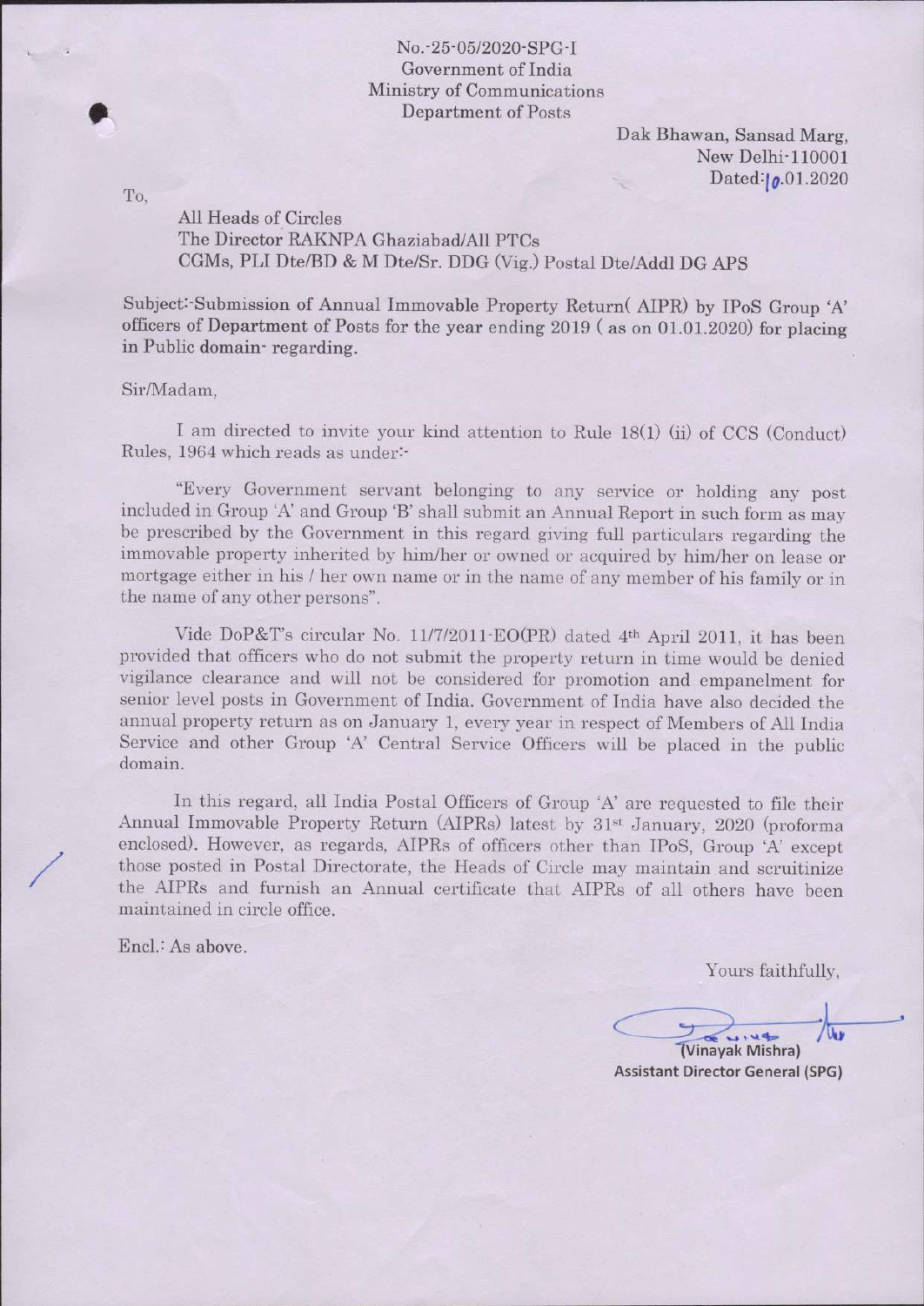No.-25-05/2020-SPG-I
Government of India
Ministry of Communications
Department of Posts

Dak Bhawan, Sansad Marg,
New Delhi-110001
Dated: 10.01.2020

To,

All Heads of Circles
The Director RAKNPA Ghaziabad/All PTCs
CGMs, PLI Dte/BD & M Dte/Sr. DDG (Vig.) Postal Dte/Addl DG APS

**Subject:-Submission of Annual Immovable Property Return( AIPR) by IPoS Group 'A' officers of Department of Posts for the year ending 2019 ( as on 01.01.2020) for placing in Public domain- regarding.**

Sir/Madam,

I am directed to invite your kind attention to Rule 18(1) (ii) of CCS (Conduct) Rules, 1964 which reads as under:-

"Every Government servant belonging to any service or holding any post included in Group 'A' and Group 'B' shall submit an Annual Report in such form as may be prescribed by the Government in this regard giving full particulars regarding the immovable property inherited by him/her or owned or acquired by him/her on lease or mortgage either in his / her own name or in the name of any member of his family or in the name of any other persons".

Vide DoP&T's circular No. 11/7/2011-EO(PR) dated 4th April 2011, it has been provided that officers who do not submit the property return in time would be denied vigilance clearance and will not be considered for promotion and empanelment for senior level posts in Government of India. Government of India have also decided the annual property return as on January 1, every year in respect of Members of All India Service and other Group 'A' Central Service Officers will be placed in the public domain.

In this regard, all India Postal Officers of Group 'A' are requested to file their Annual Immovable Property Return (AIPRs) latest by 31st January, 2020 (proforma enclosed). However, as regards, AIPRs of officers other than IPoS, Group 'A' except those posted in Postal Directorate, the Heads of Circle may maintain and scruitinize the AIPRs and furnish an Annual certificate that AIPRs of all others have been maintained in circle office.

Encl.: As above.

Yours faithfully,

(Vinayak Mishra)
Assistant Director General (SPG)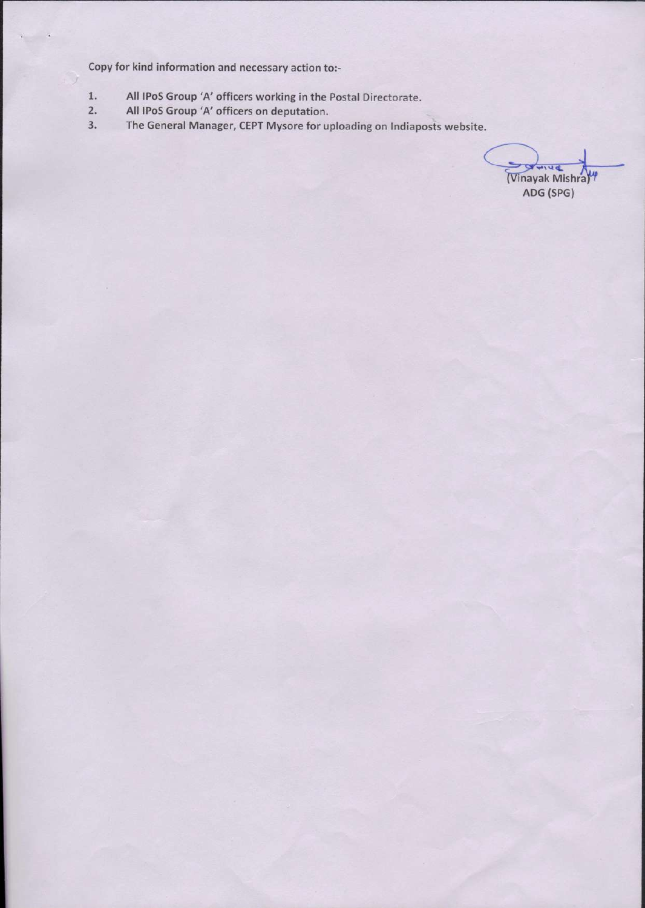Copy for kind information and necessary action to:-

1. All IPoS Group 'A' officers working in the Postal Directorate.
2. All IPoS Group 'A' officers on deputation.
3. The General Manager, CEPT Mysore for uploading on Indiaposts website.

(Vinayak Mishra)
ADG (SPG)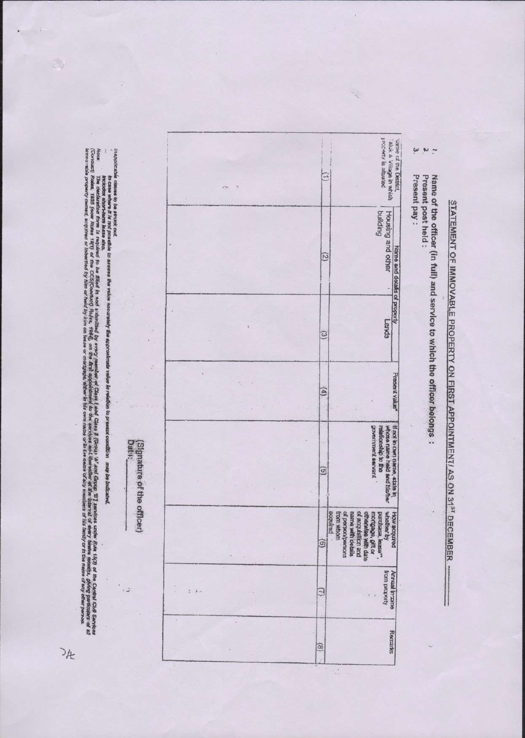## STATEMENT OF IMMOVABLE PROPERTY ON FIRST APPOINTMENT/ AS ON 31[ST] DECEMBER ______

1. Name of the officer (in full) and service to which the officer belongs :
2. Present post held :
3. Present pay :

| Name of the District, Taluk & Village in which property is situated | Name and details of property | | Present value* | If not in own name, state in whose name held and his/her relationship to the government servant | How acquired whether by purchase, lease**, mortgage, gift or otherwise with date of acquisition and name with details of person/persons from whom acquired | Annual Income from property | Remarks |
|---|---|---|---|---|---|---|---|
| | Housing and other building | Lands | | | | | |
| (1) | (2) | (3) | (4) | (5) | (6) | (7) | (8) |
| | | | | | | | |

(Signature of the officer)

Date: ______

Inapplicable clause to be struck out.

\* In case where it is not possible to assess the value accurately the approximate value in relation to present condition may be indicated.

\*\* Includes short-term lease also.

Note: The declaration form is required to be filled in and submitted by every member of Class I and Class II (Group 'A' and Group 'B') services under Rule 14(1) of the Central Civil Services (Conduct) Rules, 1955 (now Rules 18(1) of the CCS(Conduct) Rules, 1964), on the first appointment to the services and thereafter at the interval of every twelve months, giving particulars of all immovable property owned, acquired or inherited by him or held by him on lease or mortgage either in his own name or in the name of any members of his family or in the name of any other person.